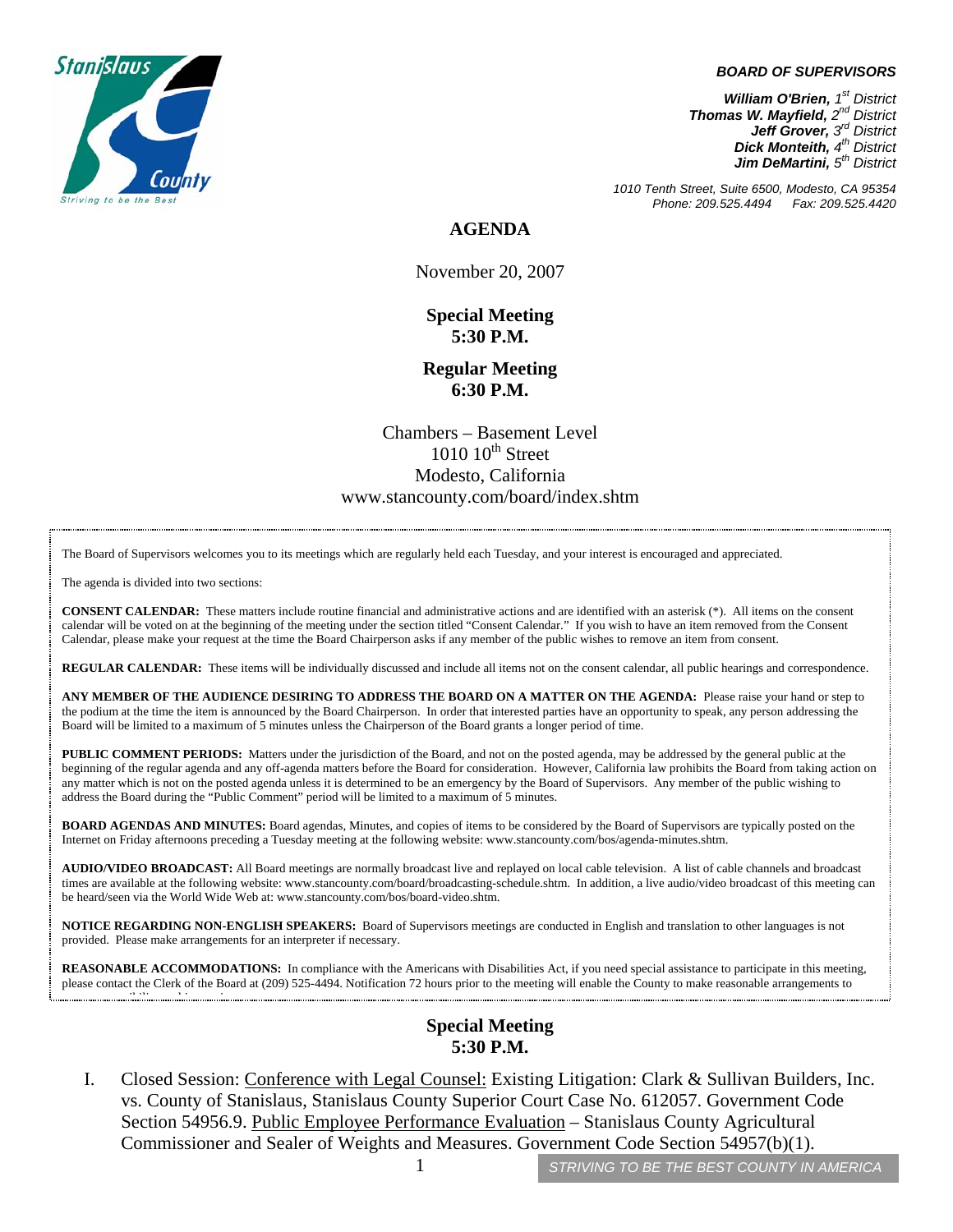**BOARD OF SUPERVISORS**

***William O'Brien,** 1st District*
***Thomas W. Mayfield,** 2nd District*
***Jeff Grover,** 3rd District*
***Dick Monteith,** 4th District*
***Jim DeMartini,** 5th District*

*1010 Tenth Street, Suite 6500, Modesto, CA 95354*
*Phone: 209.525.4494 Fax: 209.525.4420*

# AGENDA

November 20, 2007

**Special Meeting**
**5:30 P.M.**

**Regular Meeting**
**6:30 P.M.**

Chambers – Basement Level
1010 10th Street
Modesto, California
www.stancounty.com/board/index.shtm

The Board of Supervisors welcomes you to its meetings which are regularly held each Tuesday, and your interest is encouraged and appreciated.

The agenda is divided into two sections:

**CONSENT CALENDAR:** These matters include routine financial and administrative actions and are identified with an asterisk (*). All items on the consent calendar will be voted on at the beginning of the meeting under the section titled "Consent Calendar." If you wish to have an item removed from the Consent Calendar, please make your request at the time the Board Chairperson asks if any member of the public wishes to remove an item from consent.

**REGULAR CALENDAR:** These items will be individually discussed and include all items not on the consent calendar, all public hearings and correspondence.

**ANY MEMBER OF THE AUDIENCE DESIRING TO ADDRESS THE BOARD ON A MATTER ON THE AGENDA:** Please raise your hand or step to the podium at the time the item is announced by the Board Chairperson. In order that interested parties have an opportunity to speak, any person addressing the Board will be limited to a maximum of 5 minutes unless the Chairperson of the Board grants a longer period of time.

**PUBLIC COMMENT PERIODS:** Matters under the jurisdiction of the Board, and not on the posted agenda, may be addressed by the general public at the beginning of the regular agenda and any off-agenda matters before the Board for consideration. However, California law prohibits the Board from taking action on any matter which is not on the posted agenda unless it is determined to be an emergency by the Board of Supervisors. Any member of the public wishing to address the Board during the "Public Comment" period will be limited to a maximum of 5 minutes.

**BOARD AGENDAS AND MINUTES:** Board agendas, Minutes, and copies of items to be considered by the Board of Supervisors are typically posted on the Internet on Friday afternoons preceding a Tuesday meeting at the following website: www.stancounty.com/bos/agenda-minutes.shtm.

**AUDIO/VIDEO BROADCAST:** All Board meetings are normally broadcast live and replayed on local cable television. A list of cable channels and broadcast times are available at the following website: www.stancounty.com/board/broadcasting-schedule.shtm. In addition, a live audio/video broadcast of this meeting can be heard/seen via the World Wide Web at: www.stancounty.com/bos/board-video.shtm.

**NOTICE REGARDING NON-ENGLISH SPEAKERS:** Board of Supervisors meetings are conducted in English and translation to other languages is not provided. Please make arrangements for an interpreter if necessary.

**REASONABLE ACCOMMODATIONS:** In compliance with the Americans with Disabilities Act, if you need special assistance to participate in this meeting, please contact the Clerk of the Board at (209) 525-4494. Notification 72 hours prior to the meeting will enable the County to make reasonable arrangements to

## Special Meeting 5:30 P.M.

I. Closed Session: Conference with Legal Counsel: Existing Litigation: Clark & Sullivan Builders, Inc. vs. County of Stanislaus, Stanislaus County Superior Court Case No. 612057. Government Code Section 54956.9. Public Employee Performance Evaluation – Stanislaus County Agricultural Commissioner and Sealer of Weights and Measures. Government Code Section 54957(b)(1).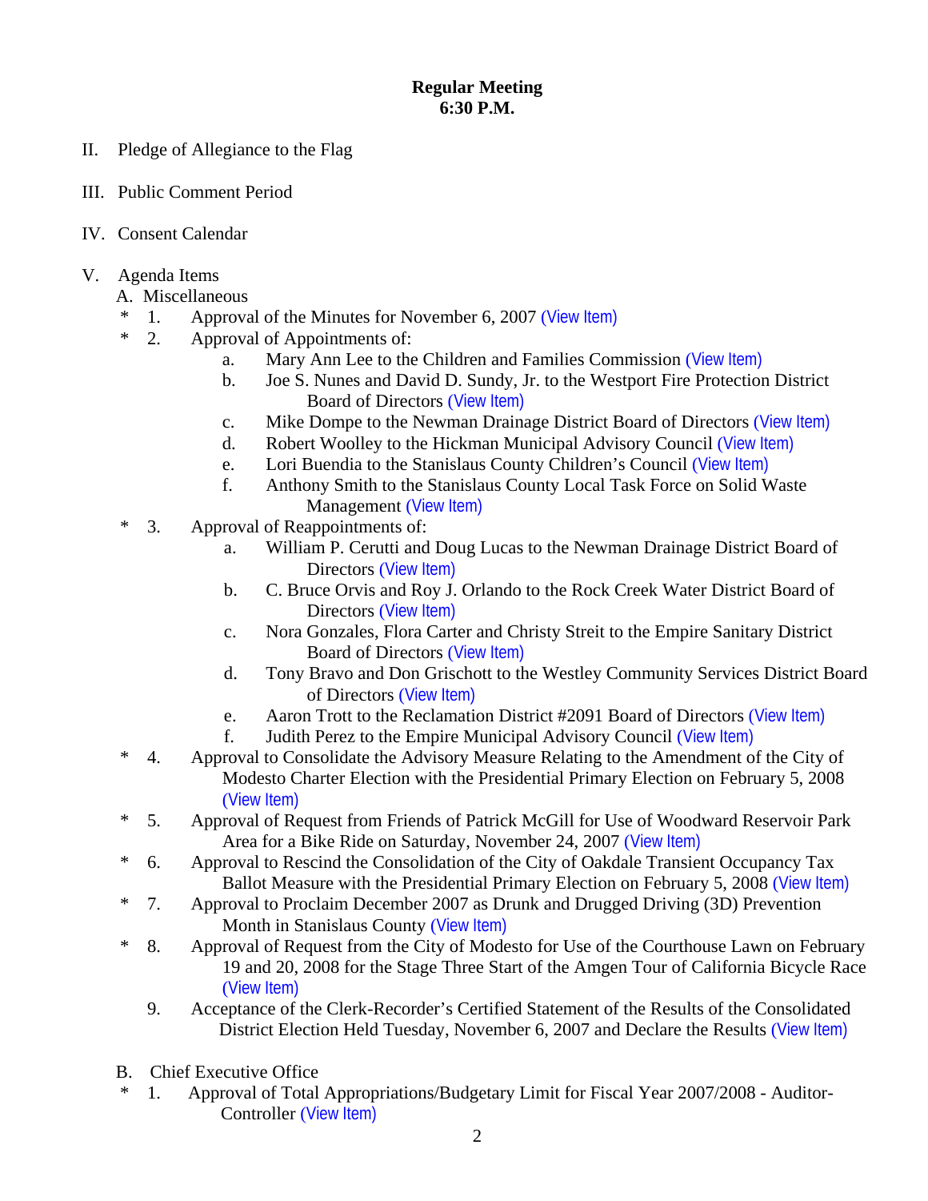**Regular Meeting**
**6:30 P.M.**

II. Pledge of Allegiance to the Flag

III. Public Comment Period

IV. Consent Calendar

V. Agenda Items

A. Miscellaneous

\* 1. Approval of the Minutes for November 6, 2007 (View Item)

\* 2. Approval of Appointments of:

- a. Mary Ann Lee to the Children and Families Commission (View Item)
- b. Joe S. Nunes and David D. Sundy, Jr. to the Westport Fire Protection District Board of Directors (View Item)
- c. Mike Dompe to the Newman Drainage District Board of Directors (View Item)
- d. Robert Woolley to the Hickman Municipal Advisory Council (View Item)
- e. Lori Buendia to the Stanislaus County Children's Council (View Item)
- f. Anthony Smith to the Stanislaus County Local Task Force on Solid Waste Management (View Item)

\* 3. Approval of Reappointments of:

- a. William P. Cerutti and Doug Lucas to the Newman Drainage District Board of Directors (View Item)
- b. C. Bruce Orvis and Roy J. Orlando to the Rock Creek Water District Board of Directors (View Item)
- c. Nora Gonzales, Flora Carter and Christy Streit to the Empire Sanitary District Board of Directors (View Item)
- d. Tony Bravo and Don Grischott to the Westley Community Services District Board of Directors (View Item)
- e. Aaron Trott to the Reclamation District #2091 Board of Directors (View Item)
- f. Judith Perez to the Empire Municipal Advisory Council (View Item)

\* 4. Approval to Consolidate the Advisory Measure Relating to the Amendment of the City of Modesto Charter Election with the Presidential Primary Election on February 5, 2008 (View Item)

\* 5. Approval of Request from Friends of Patrick McGill for Use of Woodward Reservoir Park Area for a Bike Ride on Saturday, November 24, 2007 (View Item)

\* 6. Approval to Rescind the Consolidation of the City of Oakdale Transient Occupancy Tax Ballot Measure with the Presidential Primary Election on February 5, 2008 (View Item)

\* 7. Approval to Proclaim December 2007 as Drunk and Drugged Driving (3D) Prevention Month in Stanislaus County (View Item)

\* 8. Approval of Request from the City of Modesto for Use of the Courthouse Lawn on February 19 and 20, 2008 for the Stage Three Start of the Amgen Tour of California Bicycle Race (View Item)

9. Acceptance of the Clerk-Recorder's Certified Statement of the Results of the Consolidated District Election Held Tuesday, November 6, 2007 and Declare the Results (View Item)

B. Chief Executive Office

\* 1. Approval of Total Appropriations/Budgetary Limit for Fiscal Year 2007/2008 - Auditor-Controller (View Item)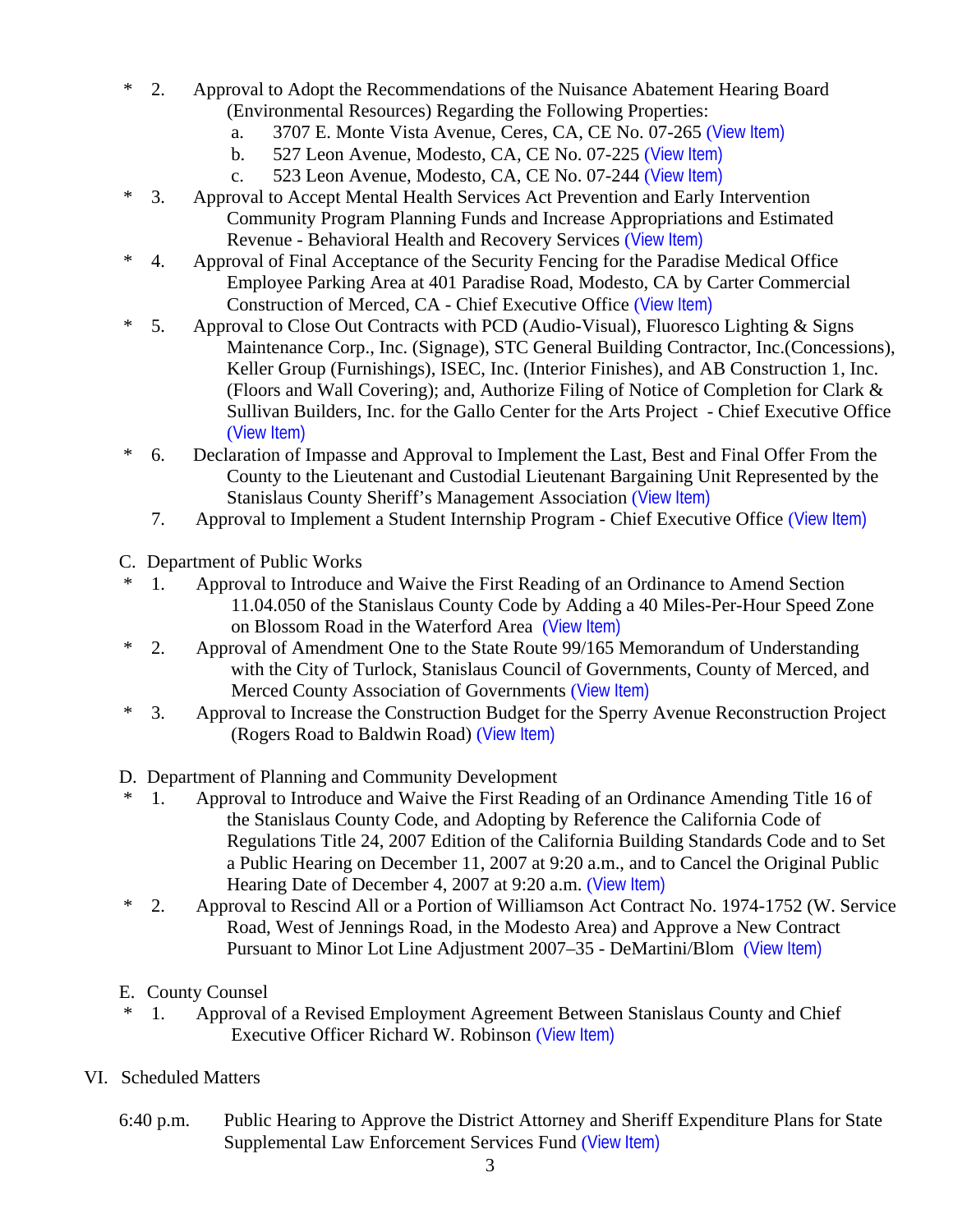\* 2. Approval to Adopt the Recommendations of the Nuisance Abatement Hearing Board (Environmental Resources) Regarding the Following Properties:
   - a. 3707 E. Monte Vista Avenue, Ceres, CA, CE No. 07-265 (View Item)
   - b. 527 Leon Avenue, Modesto, CA, CE No. 07-225 (View Item)
   - c. 523 Leon Avenue, Modesto, CA, CE No. 07-244 (View Item)

\* 3. Approval to Accept Mental Health Services Act Prevention and Early Intervention Community Program Planning Funds and Increase Appropriations and Estimated Revenue - Behavioral Health and Recovery Services (View Item)

\* 4. Approval of Final Acceptance of the Security Fencing for the Paradise Medical Office Employee Parking Area at 401 Paradise Road, Modesto, CA by Carter Commercial Construction of Merced, CA - Chief Executive Office (View Item)

\* 5. Approval to Close Out Contracts with PCD (Audio-Visual), Fluoresco Lighting & Signs Maintenance Corp., Inc. (Signage), STC General Building Contractor, Inc.(Concessions), Keller Group (Furnishings), ISEC, Inc. (Interior Finishes), and AB Construction 1, Inc. (Floors and Wall Covering); and, Authorize Filing of Notice of Completion for Clark & Sullivan Builders, Inc. for the Gallo Center for the Arts Project - Chief Executive Office (View Item)

\* 6. Declaration of Impasse and Approval to Implement the Last, Best and Final Offer From the County to the Lieutenant and Custodial Lieutenant Bargaining Unit Represented by the Stanislaus County Sheriff's Management Association (View Item)

7. Approval to Implement a Student Internship Program - Chief Executive Office (View Item)

C. Department of Public Works

\* 1. Approval to Introduce and Waive the First Reading of an Ordinance to Amend Section 11.04.050 of the Stanislaus County Code by Adding a 40 Miles-Per-Hour Speed Zone on Blossom Road in the Waterford Area (View Item)

\* 2. Approval of Amendment One to the State Route 99/165 Memorandum of Understanding with the City of Turlock, Stanislaus Council of Governments, County of Merced, and Merced County Association of Governments (View Item)

\* 3. Approval to Increase the Construction Budget for the Sperry Avenue Reconstruction Project (Rogers Road to Baldwin Road) (View Item)

D. Department of Planning and Community Development

\* 1. Approval to Introduce and Waive the First Reading of an Ordinance Amending Title 16 of the Stanislaus County Code, and Adopting by Reference the California Code of Regulations Title 24, 2007 Edition of the California Building Standards Code and to Set a Public Hearing on December 11, 2007 at 9:20 a.m., and to Cancel the Original Public Hearing Date of December 4, 2007 at 9:20 a.m. (View Item)

\* 2. Approval to Rescind All or a Portion of Williamson Act Contract No. 1974-1752 (W. Service Road, West of Jennings Road, in the Modesto Area) and Approve a New Contract Pursuant to Minor Lot Line Adjustment 2007–35 - DeMartini/Blom (View Item)

E. County Counsel

\* 1. Approval of a Revised Employment Agreement Between Stanislaus County and Chief Executive Officer Richard W. Robinson (View Item)

VI. Scheduled Matters

6:40 p.m. Public Hearing to Approve the District Attorney and Sheriff Expenditure Plans for State Supplemental Law Enforcement Services Fund (View Item)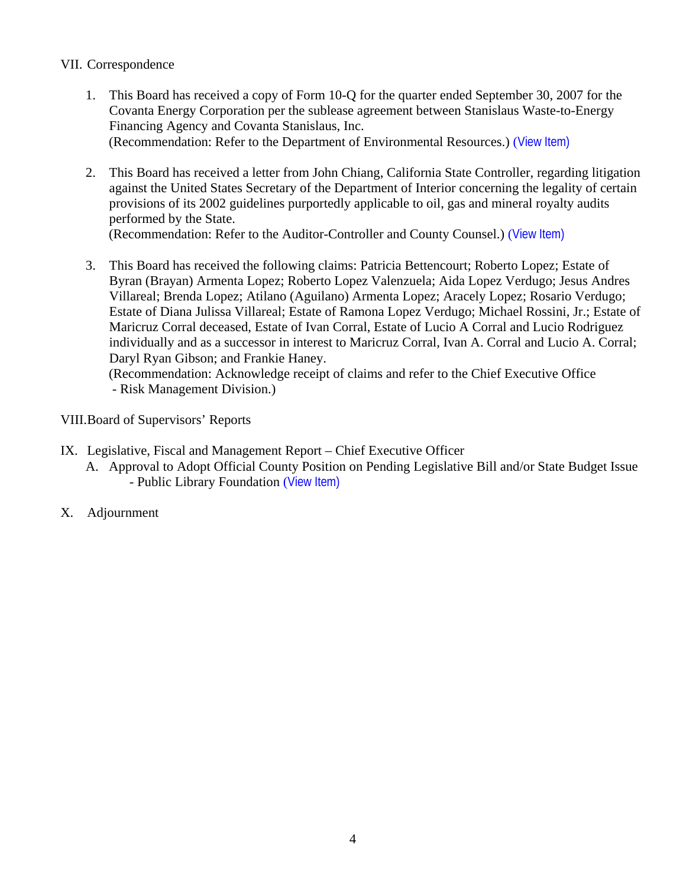VII. Correspondence

1. This Board has received a copy of Form 10-Q for the quarter ended September 30, 2007 for the Covanta Energy Corporation per the sublease agreement between Stanislaus Waste-to-Energy Financing Agency and Covanta Stanislaus, Inc.
   (Recommendation: Refer to the Department of Environmental Resources.) (View Item)

2. This Board has received a letter from John Chiang, California State Controller, regarding litigation against the United States Secretary of the Department of Interior concerning the legality of certain provisions of its 2002 guidelines purportedly applicable to oil, gas and mineral royalty audits performed by the State.
   (Recommendation: Refer to the Auditor-Controller and County Counsel.) (View Item)

3. This Board has received the following claims: Patricia Bettencourt; Roberto Lopez; Estate of Byran (Brayan) Armenta Lopez; Roberto Lopez Valenzuela; Aida Lopez Verdugo; Jesus Andres Villareal; Brenda Lopez; Atilano (Aguilano) Armenta Lopez; Aracely Lopez; Rosario Verdugo; Estate of Diana Julissa Villareal; Estate of Ramona Lopez Verdugo; Michael Rossini, Jr.; Estate of Maricruz Corral deceased, Estate of Ivan Corral, Estate of Lucio A Corral and Lucio Rodriguez individually and as a successor in interest to Maricruz Corral, Ivan A. Corral and Lucio A. Corral; Daryl Ryan Gibson; and Frankie Haney.
   (Recommendation: Acknowledge receipt of claims and refer to the Chief Executive Office - Risk Management Division.)

VIII. Board of Supervisors' Reports

IX. Legislative, Fiscal and Management Report – Chief Executive Officer

   A. Approval to Adopt Official County Position on Pending Legislative Bill and/or State Budget Issue - Public Library Foundation (View Item)

X. Adjournment